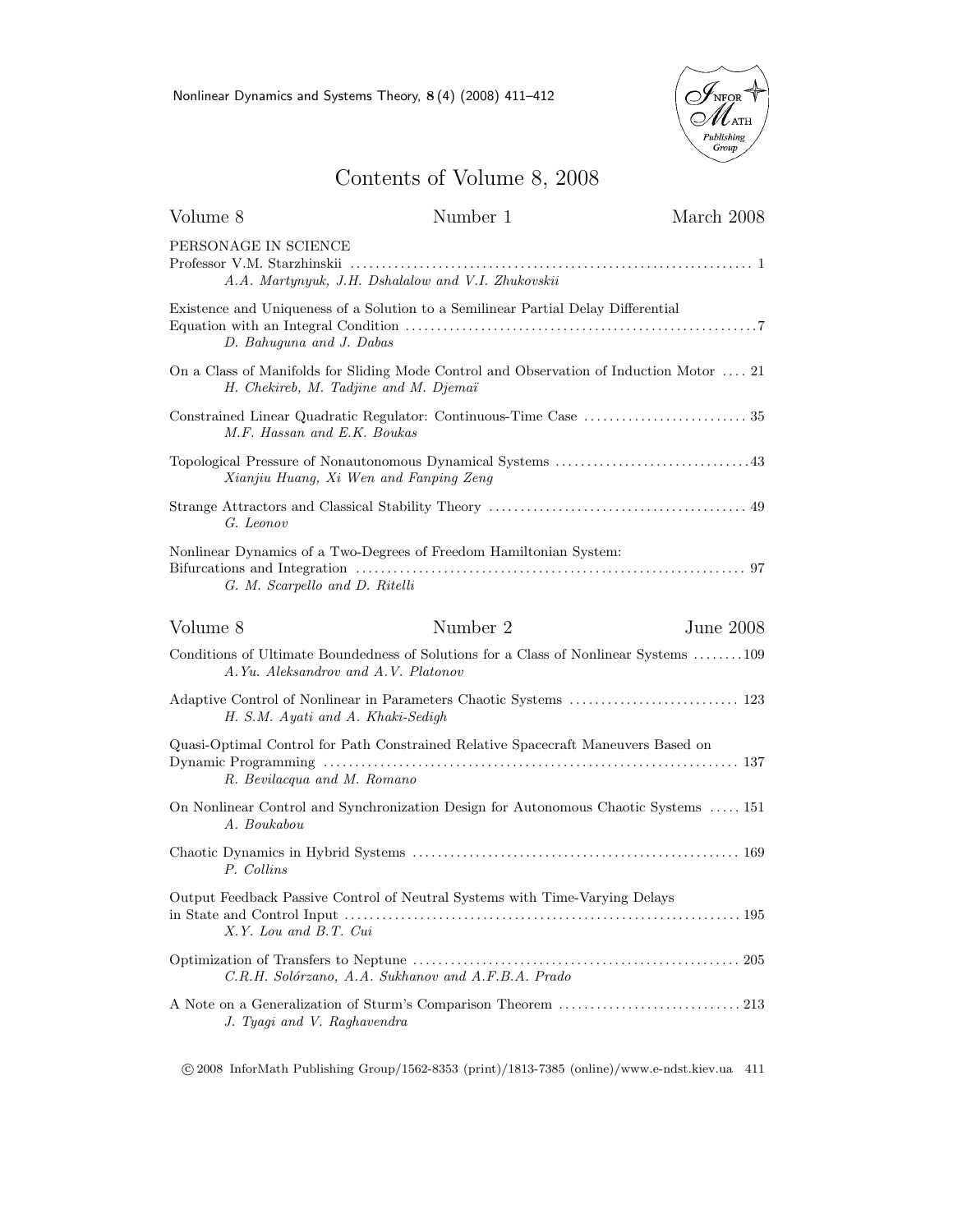# Contents of Volume 8, 2008

## Volume 8 — Number 1 — March 2008

PERSONAGE IN SCIENCE
Professor V.M. Starzhinskii ... 1
*A.A. Martynyuk, J.H. Dshalalow and V.I. Zhukovskii*

Existence and Uniqueness of a Solution to a Semilinear Partial Delay Differential Equation with an Integral Condition ... 7
*D. Bahuguna and J. Dabas*

On a Class of Manifolds for Sliding Mode Control and Observation of Induction Motor ... 21
*H. Chekireb, M. Tadjine and M. Djemaï*

Constrained Linear Quadratic Regulator: Continuous-Time Case ... 35
*M.F. Hassan and E.K. Boukas*

Topological Pressure of Nonautonomous Dynamical Systems ... 43
*Xianjiu Huang, Xi Wen and Fanping Zeng*

Strange Attractors and Classical Stability Theory ... 49
*G. Leonov*

Nonlinear Dynamics of a Two-Degrees of Freedom Hamiltonian System: Bifurcations and Integration ... 97
*G. M. Scarpello and D. Ritelli*

## Volume 8 — Number 2 — June 2008

Conditions of Ultimate Boundedness of Solutions for a Class of Nonlinear Systems ... 109
*A.Yu. Aleksandrov and A.V. Platonov*

Adaptive Control of Nonlinear in Parameters Chaotic Systems ... 123
*H. S.M. Ayati and A. Khaki-Sedigh*

Quasi-Optimal Control for Path Constrained Relative Spacecraft Maneuvers Based on Dynamic Programming ... 137
*R. Bevilacqua and M. Romano*

On Nonlinear Control and Synchronization Design for Autonomous Chaotic Systems ... 151
*A. Boukabou*

Chaotic Dynamics in Hybrid Systems ... 169
*P. Collins*

Output Feedback Passive Control of Neutral Systems with Time-Varying Delays in State and Control Input ... 195
*X.Y. Lou and B.T. Cui*

Optimization of Transfers to Neptune ... 205
*C.R.H. Solórzano, A.A. Sukhanov and A.F.B.A. Prado*

A Note on a Generalization of Sturm's Comparison Theorem ... 213
*J. Tyagi and V. Raghavendra*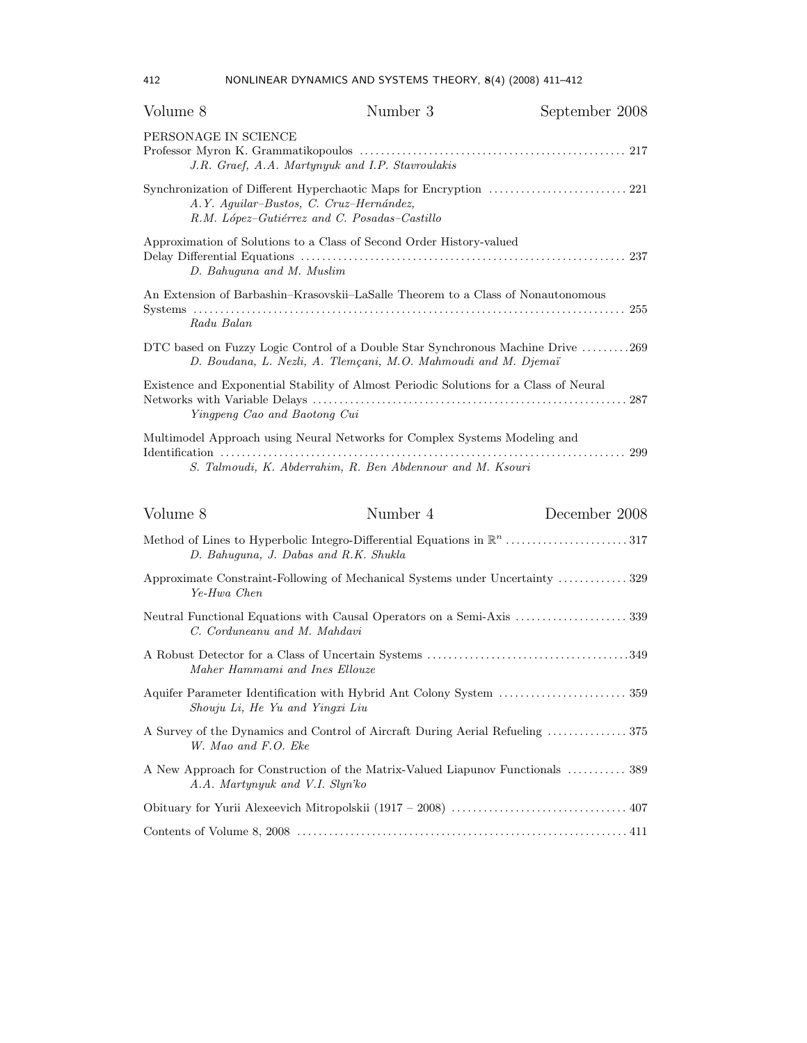## Volume 8 Number 3 September 2008

PERSONAGE IN SCIENCE
Professor Myron K. Grammatikopoulos ..... 217
*J.R. Graef, A.A. Martynyuk and I.P. Stavroulakis*

Synchronization of Different Hyperchaotic Maps for Encryption ..... 221
*A.Y. Aguilar–Bustos, C. Cruz–Hernández, R.M. López–Gutiérrez and C. Posadas–Castillo*

Approximation of Solutions to a Class of Second Order History-valued Delay Differential Equations ..... 237
*D. Bahuguna and M. Muslim*

An Extension of Barbashin–Krasovskii–LaSalle Theorem to a Class of Nonautonomous Systems ..... 255
*Radu Balan*

DTC based on Fuzzy Logic Control of a Double Star Synchronous Machine Drive ..... 269
*D. Boudana, L. Nezli, A. Tlemçani, M.O. Mahmoudi and M. Djemaï*

Existence and Exponential Stability of Almost Periodic Solutions for a Class of Neural Networks with Variable Delays ..... 287
*Yingpeng Cao and Baotong Cui*

Multimodel Approach using Neural Networks for Complex Systems Modeling and Identification ..... 299
*S. Talmoudi, K. Abderrahim, R. Ben Abdennour and M. Ksouri*

## Volume 8 Number 4 December 2008

Method of Lines to Hyperbolic Integro-Differential Equations in $\mathbb{R}^n$ ..... 317
*D. Bahuguna, J. Dabas and R.K. Shukla*

Approximate Constraint-Following of Mechanical Systems under Uncertainty ..... 329
*Ye-Hwa Chen*

Neutral Functional Equations with Causal Operators on a Semi-Axis ..... 339
*C. Corduneanu and M. Mahdavi*

A Robust Detector for a Class of Uncertain Systems ..... 349
*Maher Hammami and Ines Ellouze*

Aquifer Parameter Identification with Hybrid Ant Colony System ..... 359
*Shouju Li, He Yu and Yingxi Liu*

A Survey of the Dynamics and Control of Aircraft During Aerial Refueling ..... 375
*W. Mao and F.O. Eke*

A New Approach for Construction of the Matrix-Valued Liapunov Functionals ..... 389
*A.A. Martynyuk and V.I. Slyn'ko*

Obituary for Yurii Alexeevich Mitropolskii (1917 – 2008) ..... 407

Contents of Volume 8, 2008 ..... 411